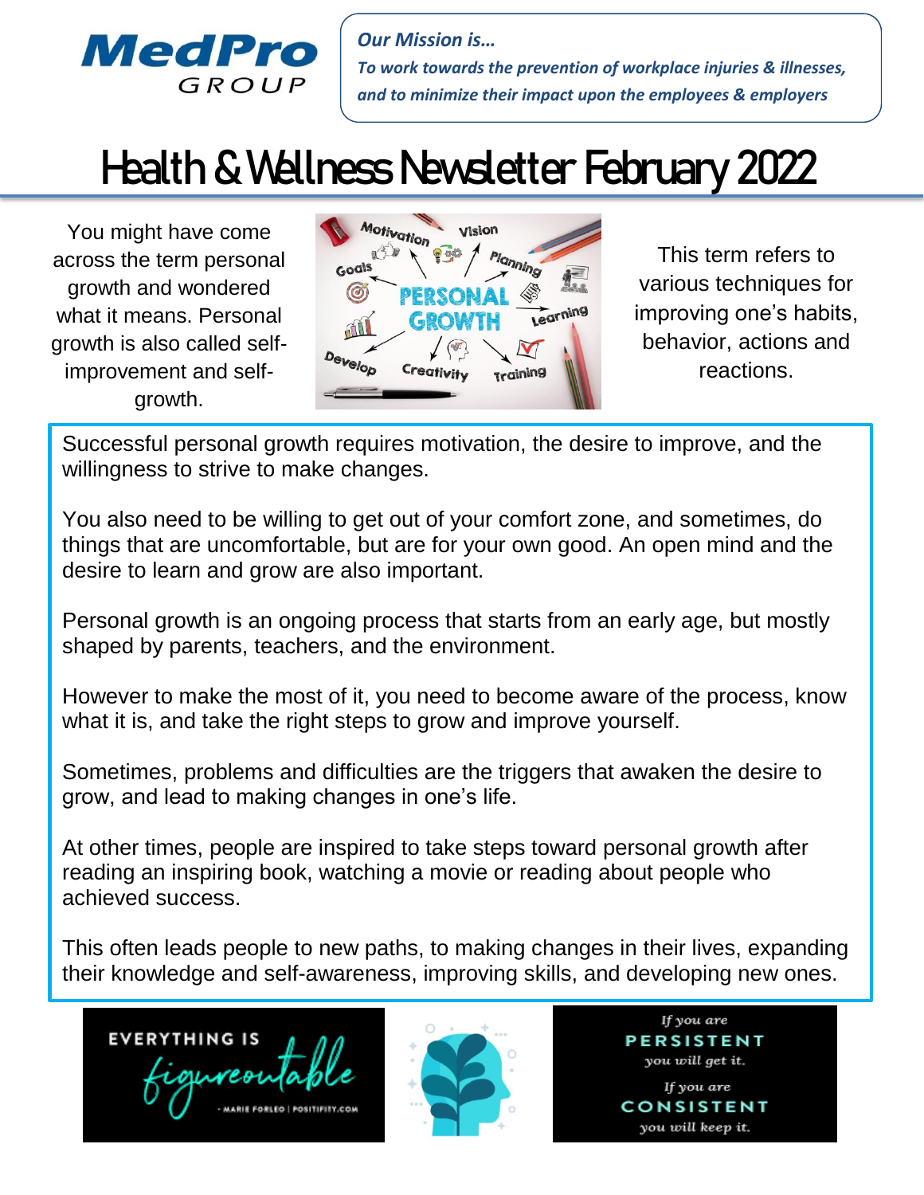MedPro GROUP

*Our Mission is…*

***To work towards the prevention of workplace injuries & illnesses, and to minimize their impact upon the employees & employers***

# Health & Wellness Newsletter February 2022

You might have come across the term personal growth and wondered what it means. Personal growth is also called self-improvement and self-growth.

This term refers to various techniques for improving one's habits, behavior, actions and reactions.

Successful personal growth requires motivation, the desire to improve, and the willingness to strive to make changes.

You also need to be willing to get out of your comfort zone, and sometimes, do things that are uncomfortable, but are for your own good. An open mind and the desire to learn and grow are also important.

Personal growth is an ongoing process that starts from an early age, but mostly shaped by parents, teachers, and the environment.

However to make the most of it, you need to become aware of the process, know what it is, and take the right steps to grow and improve yourself.

Sometimes, problems and difficulties are the triggers that awaken the desire to grow, and lead to making changes in one's life.

At other times, people are inspired to take steps toward personal growth after reading an inspiring book, watching a movie or reading about people who achieved success.

This often leads people to new paths, to making changes in their lives, expanding their knowledge and self-awareness, improving skills, and developing new ones.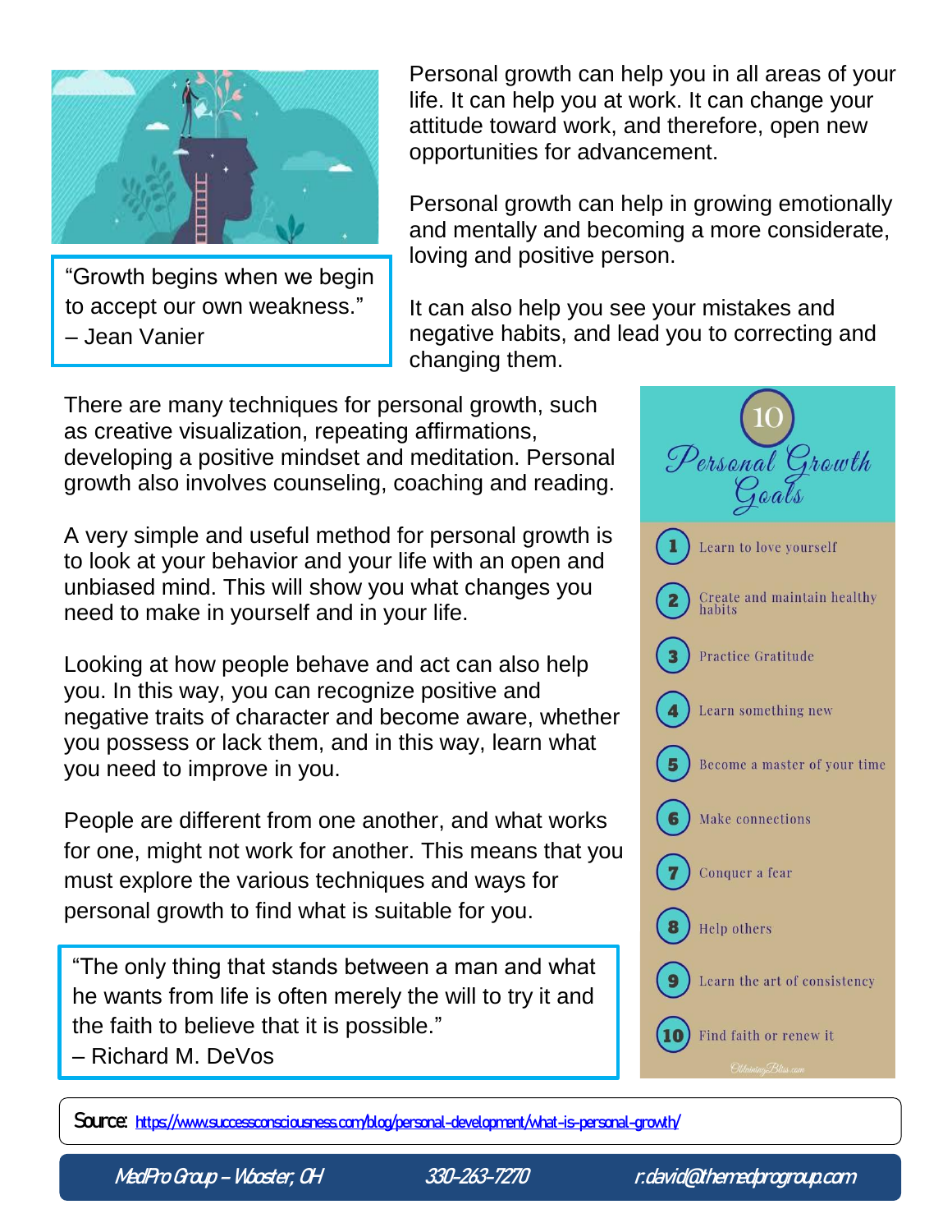> "Growth begins when we begin to accept our own weakness."
> – Jean Vanier

Personal growth can help you in all areas of your life. It can help you at work. It can change your attitude toward work, and therefore, open new opportunities for advancement.

Personal growth can help in growing emotionally and mentally and becoming a more considerate, loving and positive person.

It can also help you see your mistakes and negative habits, and lead you to correcting and changing them.

There are many techniques for personal growth, such as creative visualization, repeating affirmations, developing a positive mindset and meditation. Personal growth also involves counseling, coaching and reading.

A very simple and useful method for personal growth is to look at your behavior and your life with an open and unbiased mind. This will show you what changes you need to make in yourself and in your life.

Looking at how people behave and act can also help you. In this way, you can recognize positive and negative traits of character and become aware, whether you possess or lack them, and in this way, learn what you need to improve in you.

People are different from one another, and what works for one, might not work for another. This means that you must explore the various techniques and ways for personal growth to find what is suitable for you.

> "The only thing that stands between a man and what he wants from life is often merely the will to try it and the faith to believe that it is possible."
> – Richard M. DeVos

## 10 Personal Growth Goals

1. Learn to love yourself
2. Create and maintain healthy habits
3. Practice Gratitude
4. Learn something new
5. Become a master of your time
6. Make connections
7. Conquer a fear
8. Help others
9. Learn the art of consistency
10. Find faith or renew it

ObtainingBliss.com

**Source:** https://www.successconsciousness.com/blog/personal-development/what-is-personal-growth/

MedPro Group – Wooster, OH | 330-263-7270 | r.david@themedprogroup.com